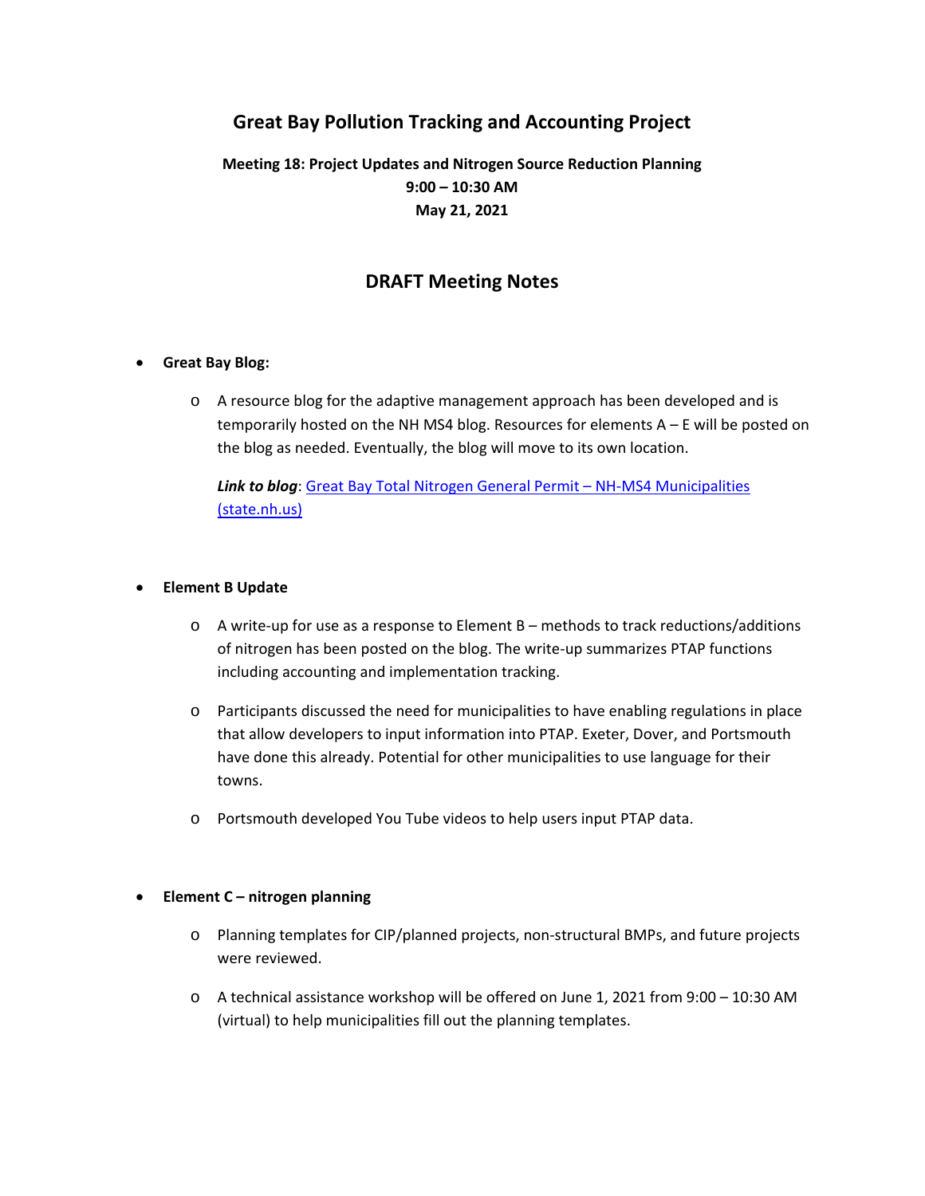# Great Bay Pollution Tracking and Accounting Project

**Meeting 18: Project Updates and Nitrogen Source Reduction Planning**
**9:00 – 10:30 AM**
**May 21, 2021**

## DRAFT Meeting Notes

- **Great Bay Blog:**
  - A resource blog for the adaptive management approach has been developed and is temporarily hosted on the NH MS4 blog. Resources for elements A – E will be posted on the blog as needed. Eventually, the blog will move to its own location.

    ***Link to blog***: [Great Bay Total Nitrogen General Permit – NH-MS4 Municipalities (state.nh.us)]()

- **Element B Update**
  - A write-up for use as a response to Element B – methods to track reductions/additions of nitrogen has been posted on the blog. The write-up summarizes PTAP functions including accounting and implementation tracking.
  - Participants discussed the need for municipalities to have enabling regulations in place that allow developers to input information into PTAP. Exeter, Dover, and Portsmouth have done this already. Potential for other municipalities to use language for their towns.
  - Portsmouth developed You Tube videos to help users input PTAP data.

- **Element C – nitrogen planning**
  - Planning templates for CIP/planned projects, non-structural BMPs, and future projects were reviewed.
  - A technical assistance workshop will be offered on June 1, 2021 from 9:00 – 10:30 AM (virtual) to help municipalities fill out the planning templates.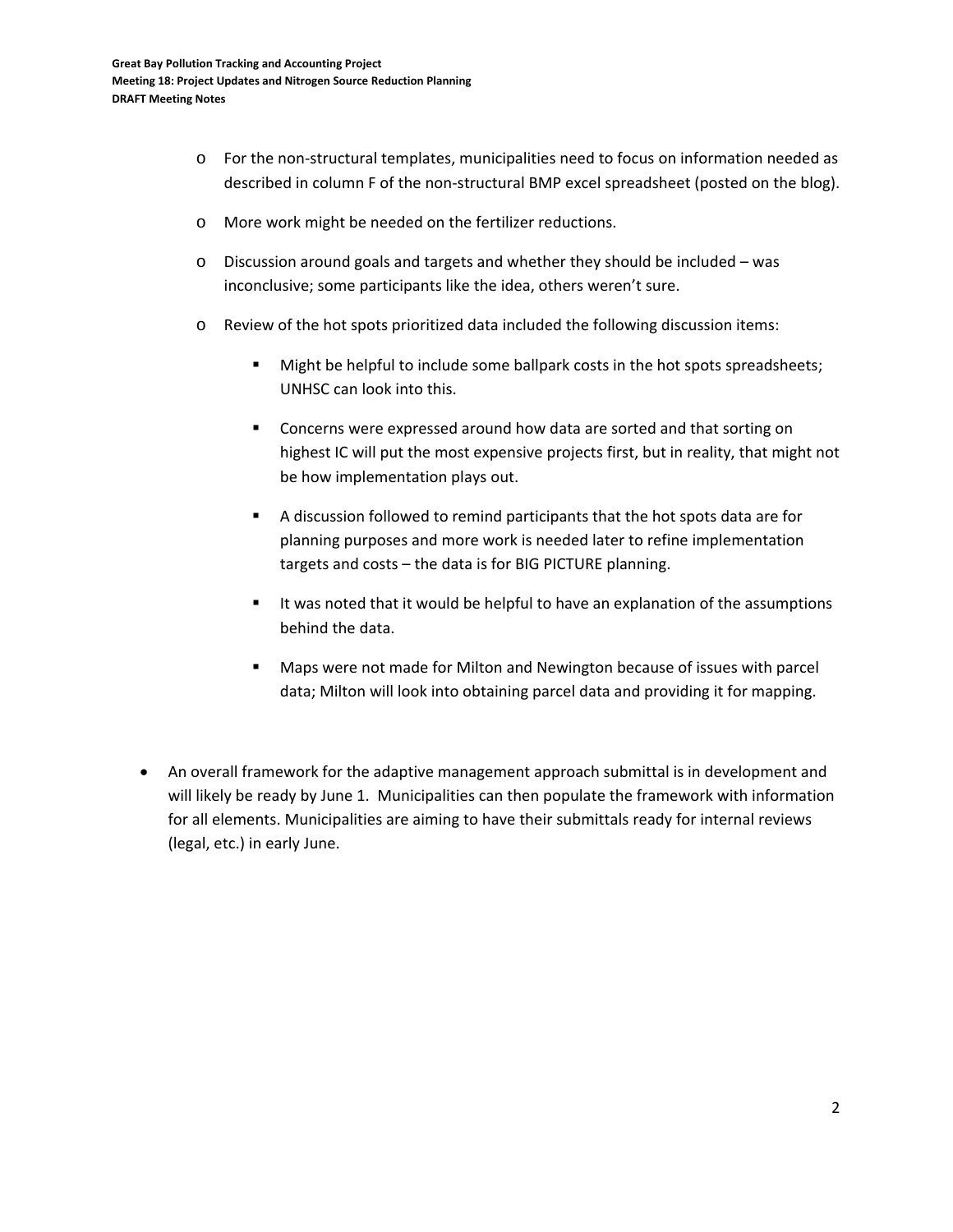- For the non-structural templates, municipalities need to focus on information needed as described in column F of the non-structural BMP excel spreadsheet (posted on the blog).
- More work might be needed on the fertilizer reductions.
- Discussion around goals and targets and whether they should be included – was inconclusive; some participants like the idea, others weren't sure.
- Review of the hot spots prioritized data included the following discussion items:
  - Might be helpful to include some ballpark costs in the hot spots spreadsheets; UNHSC can look into this.
  - Concerns were expressed around how data are sorted and that sorting on highest IC will put the most expensive projects first, but in reality, that might not be how implementation plays out.
  - A discussion followed to remind participants that the hot spots data are for planning purposes and more work is needed later to refine implementation targets and costs – the data is for BIG PICTURE planning.
  - It was noted that it would be helpful to have an explanation of the assumptions behind the data.
  - Maps were not made for Milton and Newington because of issues with parcel data; Milton will look into obtaining parcel data and providing it for mapping.

- An overall framework for the adaptive management approach submittal is in development and will likely be ready by June 1. Municipalities can then populate the framework with information for all elements. Municipalities are aiming to have their submittals ready for internal reviews (legal, etc.) in early June.